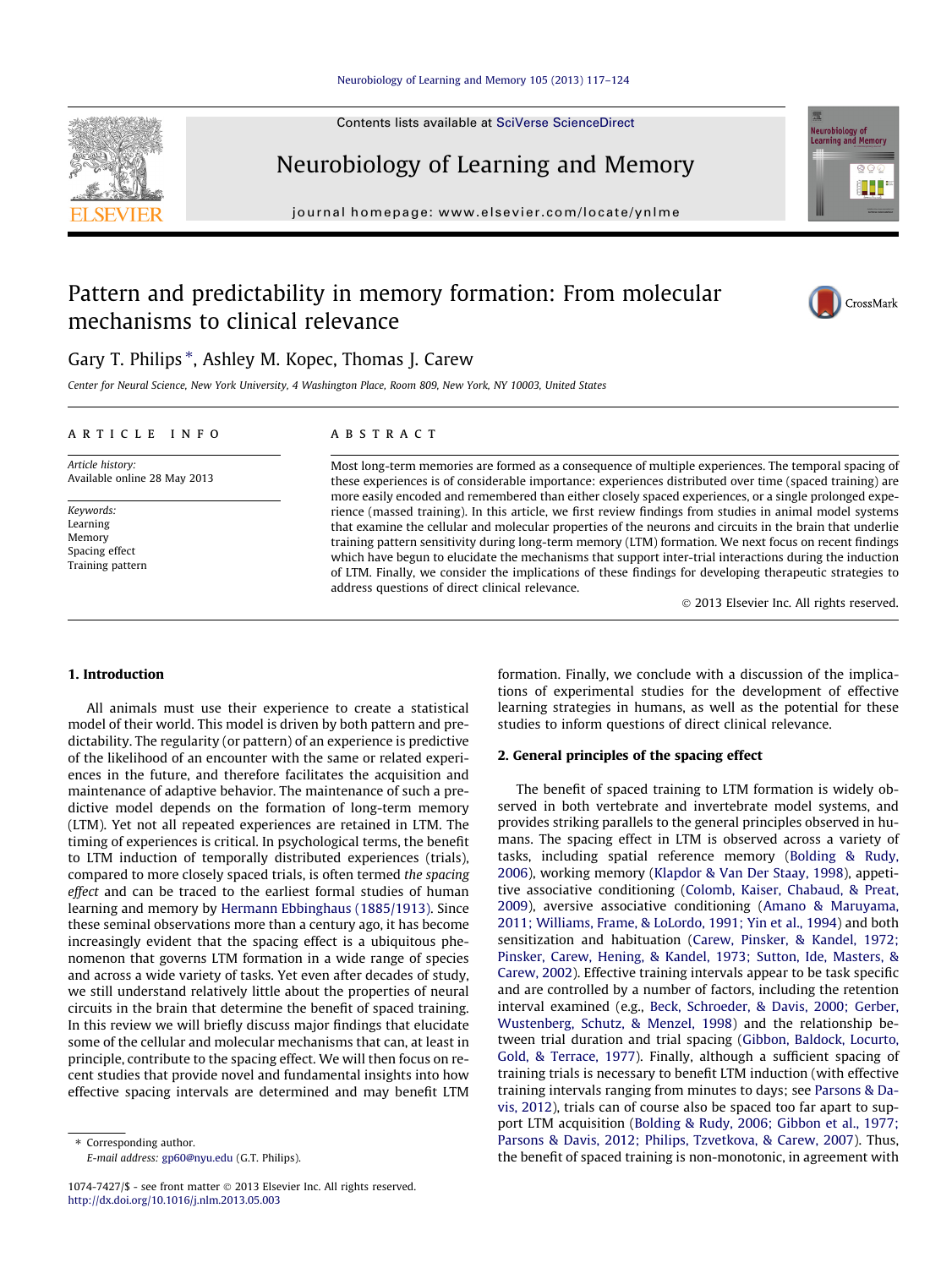# Pattern and predictability in memory formation: From molecular mechanisms to clinical relevance

Gary T. Philips *, Ashley M. Kopec, Thomas J. Carew

Center for Neural Science, New York University, 4 Washington Place, Room 809, New York, NY 10003, United States

**ARTICLE INFO**

*Article history:*
Available online 28 May 2013

*Keywords:*
Learning
Memory
Spacing effect
Training pattern

**ABSTRACT**

Most long-term memories are formed as a consequence of multiple experiences. The temporal spacing of these experiences is of considerable importance: experiences distributed over time (spaced training) are more easily encoded and remembered than either closely spaced experiences, or a single prolonged experience (massed training). In this article, we first review findings from studies in animal model systems that examine the cellular and molecular properties of the neurons and circuits in the brain that underlie training pattern sensitivity during long-term memory (LTM) formation. We next focus on recent findings which have begun to elucidate the mechanisms that support inter-trial interactions during the induction of LTM. Finally, we consider the implications of these findings for developing therapeutic strategies to address questions of direct clinical relevance.

© 2013 Elsevier Inc. All rights reserved.

## 1. Introduction

All animals must use their experience to create a statistical model of their world. This model is driven by both pattern and predictability. The regularity (or pattern) of an experience is predictive of the likelihood of an encounter with the same or related experiences in the future, and therefore facilitates the acquisition and maintenance of adaptive behavior. The maintenance of such a predictive model depends on the formation of long-term memory (LTM). Yet not all repeated experiences are retained in LTM. The timing of experiences is critical. In psychological terms, the benefit to LTM induction of temporally distributed experiences (trials), compared to more closely spaced trials, is often termed *the spacing effect* and can be traced to the earliest formal studies of human learning and memory by Hermann Ebbinghaus (1885/1913). Since these seminal observations more than a century ago, it has become increasingly evident that the spacing effect is a ubiquitous phenomenon that governs LTM formation in a wide range of species and across a wide variety of tasks. Yet even after decades of study, we still understand relatively little about the properties of neural circuits in the brain that determine the benefit of spaced training. In this review we will briefly discuss major findings that elucidate some of the cellular and molecular mechanisms that can, at least in principle, contribute to the spacing effect. We will then focus on recent studies that provide novel and fundamental insights into how effective spacing intervals are determined and may benefit LTM formation. Finally, we conclude with a discussion of the implications of experimental studies for the development of effective learning strategies in humans, as well as the potential for these studies to inform questions of direct clinical relevance.

## 2. General principles of the spacing effect

The benefit of spaced training to LTM formation is widely observed in both vertebrate and invertebrate model systems, and provides striking parallels to the general principles observed in humans. The spacing effect in LTM is observed across a variety of tasks, including spatial reference memory (Bolding & Rudy, 2006), working memory (Klapdor & Van Der Staay, 1998), appetitive associative conditioning (Colomb, Kaiser, Chabaud, & Preat, 2009), aversive associative conditioning (Amano & Maruyama, 2011; Williams, Frame, & LoLordo, 1991; Yin et al., 1994) and both sensitization and habituation (Carew, Pinsker, & Kandel, 1972; Pinsker, Carew, Hening, & Kandel, 1973; Sutton, Ide, Masters, & Carew, 2002). Effective training intervals appear to be task specific and are controlled by a number of factors, including the retention interval examined (e.g., Beck, Schroeder, & Davis, 2000; Gerber, Wustenberg, Schutz, & Menzel, 1998) and the relationship between trial duration and trial spacing (Gibbon, Baldock, Locurto, Gold, & Terrace, 1977). Finally, although a sufficient spacing of training trials is necessary to benefit LTM induction (with effective training intervals ranging from minutes to days; see Parsons & Davis, 2012), trials can of course also be spaced too far apart to support LTM acquisition (Bolding & Rudy, 2006; Gibbon et al., 1977; Parsons & Davis, 2012; Philips, Tzvetkova, & Carew, 2007). Thus, the benefit of spaced training is non-monotonic, in agreement with

* Corresponding author.
E-mail address: gp60@nyu.edu (G.T. Philips).

1074-7427/$ - see front matter © 2013 Elsevier Inc. All rights reserved.
http://dx.doi.org/10.1016/j.nlm.2013.05.003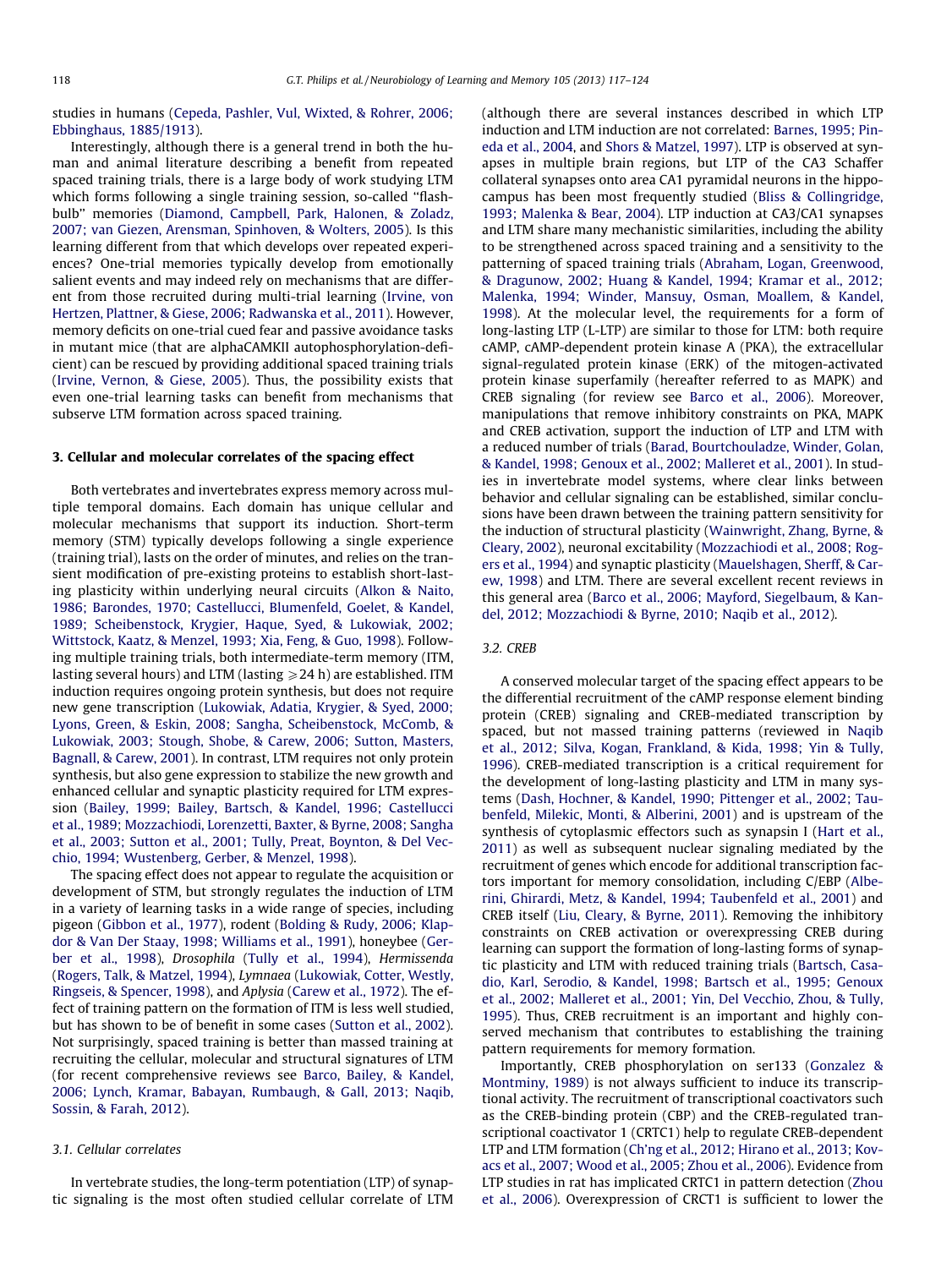studies in humans (Cepeda, Pashler, Vul, Wixted, & Rohrer, 2006; Ebbinghaus, 1885/1913).

Interestingly, although there is a general trend in both the human and animal literature describing a benefit from repeated spaced training trials, there is a large body of work studying LTM which forms following a single training session, so-called "flashbulb" memories (Diamond, Campbell, Park, Halonen, & Zoladz, 2007; van Giezen, Arensman, Spinhoven, & Wolters, 2005). Is this learning different from that which develops over repeated experiences? One-trial memories typically develop from emotionally salient events and may indeed rely on mechanisms that are different from those recruited during multi-trial learning (Irvine, von Hertzen, Plattner, & Giese, 2006; Radwanska et al., 2011). However, memory deficits on one-trial cued fear and passive avoidance tasks in mutant mice (that are alphaCAMKII autophosphorylation-deficient) can be rescued by providing additional spaced training trials (Irvine, Vernon, & Giese, 2005). Thus, the possibility exists that even one-trial learning tasks can benefit from mechanisms that subserve LTM formation across spaced training.

## 3. Cellular and molecular correlates of the spacing effect

Both vertebrates and invertebrates express memory across multiple temporal domains. Each domain has unique cellular and molecular mechanisms that support its induction. Short-term memory (STM) typically develops following a single experience (training trial), lasts on the order of minutes, and relies on the transient modification of pre-existing proteins to establish short-lasting plasticity within underlying neural circuits (Alkon & Naito, 1986; Barondes, 1970; Castellucci, Blumenfeld, Goelet, & Kandel, 1989; Scheibenstock, Krygier, Haque, Syed, & Lukowiak, 2002; Wittstock, Kaatz, & Menzel, 1993; Xia, Feng, & Guo, 1998). Following multiple training trials, both intermediate-term memory (ITM, lasting several hours) and LTM (lasting ⩾24 h) are established. ITM induction requires ongoing protein synthesis, but does not require new gene transcription (Lukowiak, Adatia, Krygier, & Syed, 2000; Lyons, Green, & Eskin, 2008; Sangha, Scheibenstock, McComb, & Lukowiak, 2003; Stough, Shobe, & Carew, 2006; Sutton, Masters, Bagnall, & Carew, 2001). In contrast, LTM requires not only protein synthesis, but also gene expression to stabilize the new growth and enhanced cellular and synaptic plasticity required for LTM expression (Bailey, 1999; Bailey, Bartsch, & Kandel, 1996; Castellucci et al., 1989; Mozzachiodi, Lorenzetti, Baxter, & Byrne, 2008; Sangha et al., 2003; Sutton et al., 2001; Tully, Preat, Boynton, & Del Vecchio, 1994; Wustenberg, Gerber, & Menzel, 1998).

The spacing effect does not appear to regulate the acquisition or development of STM, but strongly regulates the induction of LTM in a variety of learning tasks in a wide range of species, including pigeon (Gibbon et al., 1977), rodent (Bolding & Rudy, 2006; Klapdor & Van Der Staay, 1998; Williams et al., 1991), honeybee (Gerber et al., 1998), *Drosophila* (Tully et al., 1994), *Hermissenda* (Rogers, Talk, & Matzel, 1994), *Lymnaea* (Lukowiak, Cotter, Westly, Ringseis, & Spencer, 1998), and *Aplysia* (Carew et al., 1972). The effect of training pattern on the formation of ITM is less well studied, but has shown to be of benefit in some cases (Sutton et al., 2002). Not surprisingly, spaced training is better than massed training at recruiting the cellular, molecular and structural signatures of LTM (for recent comprehensive reviews see Barco, Bailey, & Kandel, 2006; Lynch, Kramar, Babayan, Rumbaugh, & Gall, 2013; Naqib, Sossin, & Farah, 2012).

### 3.1. Cellular correlates

In vertebrate studies, the long-term potentiation (LTP) of synaptic signaling is the most often studied cellular correlate of LTM (although there are several instances described in which LTP induction and LTM induction are not correlated: Barnes, 1995; Pineda et al., 2004, and Shors & Matzel, 1997). LTP is observed at synapses in multiple brain regions, but LTP of the CA3 Schaffer collateral synapses onto area CA1 pyramidal neurons in the hippocampus has been most frequently studied (Bliss & Collingridge, 1993; Malenka & Bear, 2004). LTP induction at CA3/CA1 synapses and LTM share many mechanistic similarities, including the ability to be strengthened across spaced training and a sensitivity to the patterning of spaced training trials (Abraham, Logan, Greenwood, & Dragunow, 2002; Huang & Kandel, 1994; Kramar et al., 2012; Malenka, 1994; Winder, Mansuy, Osman, Moallem, & Kandel, 1998). At the molecular level, the requirements for a form of long-lasting LTP (L-LTP) are similar to those for LTM: both require cAMP, cAMP-dependent protein kinase A (PKA), the extracellular signal-regulated protein kinase (ERK) of the mitogen-activated protein kinase superfamily (hereafter referred to as MAPK) and CREB signaling (for review see Barco et al., 2006). Moreover, manipulations that remove inhibitory constraints on PKA, MAPK and CREB activation, support the induction of LTP and LTM with a reduced number of trials (Barad, Bourtchouladze, Winder, Golan, & Kandel, 1998; Genoux et al., 2002; Malleret et al., 2001). In studies in invertebrate model systems, where clear links between behavior and cellular signaling can be established, similar conclusions have been drawn between the training pattern sensitivity for the induction of structural plasticity (Wainwright, Zhang, Byrne, & Cleary, 2002), neuronal excitability (Mozzachiodi et al., 2008; Rogers et al., 1994) and synaptic plasticity (Mauelshagen, Sherff, & Carew, 1998) and LTM. There are several excellent recent reviews in this general area (Barco et al., 2006; Mayford, Siegelbaum, & Kandel, 2012; Mozzachiodi & Byrne, 2010; Naqib et al., 2012).

### 3.2. CREB

A conserved molecular target of the spacing effect appears to be the differential recruitment of the cAMP response element binding protein (CREB) signaling and CREB-mediated transcription by spaced, but not massed training patterns (reviewed in Naqib et al., 2012; Silva, Kogan, Frankland, & Kida, 1998; Yin & Tully, 1996). CREB-mediated transcription is a critical requirement for the development of long-lasting plasticity and LTM in many systems (Dash, Hochner, & Kandel, 1990; Pittenger et al., 2002; Taubenfeld, Milekic, Monti, & Alberini, 2001) and is upstream of the synthesis of cytoplasmic effectors such as synapsin I (Hart et al., 2011) as well as subsequent nuclear signaling mediated by the recruitment of genes which encode for additional transcription factors important for memory consolidation, including C/EBP (Alberini, Ghirardi, Metz, & Kandel, 1994; Taubenfeld et al., 2001) and CREB itself (Liu, Cleary, & Byrne, 2011). Removing the inhibitory constraints on CREB activation or overexpressing CREB during learning can support the formation of long-lasting forms of synaptic plasticity and LTM with reduced training trials (Bartsch, Casadio, Karl, Serodio, & Kandel, 1998; Bartsch et al., 1995; Genoux et al., 2002; Malleret et al., 2001; Yin, Del Vecchio, Zhou, & Tully, 1995). Thus, CREB recruitment is an important and highly conserved mechanism that contributes to establishing the training pattern requirements for memory formation.

Importantly, CREB phosphorylation on ser133 (Gonzalez & Montminy, 1989) is not always sufficient to induce its transcriptional activity. The recruitment of transcriptional coactivators such as the CREB-binding protein (CBP) and the CREB-regulated transcriptional coactivator 1 (CRTC1) help to regulate CREB-dependent LTP and LTM formation (Ch'ng et al., 2012; Hirano et al., 2013; Kovacs et al., 2007; Wood et al., 2005; Zhou et al., 2006). Evidence from LTP studies in rat has implicated CRTC1 in pattern detection (Zhou et al., 2006). Overexpression of CRCT1 is sufficient to lower the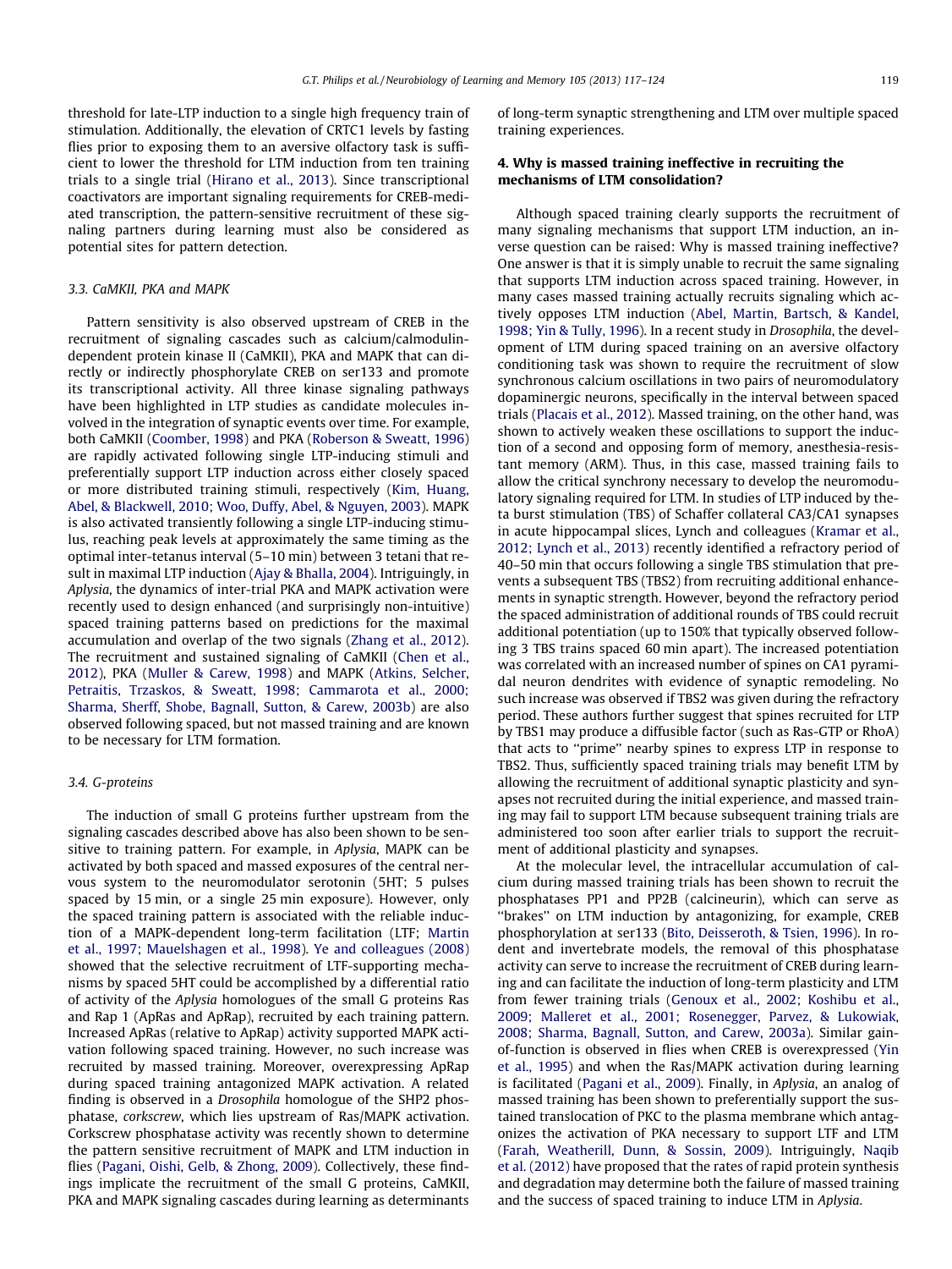threshold for late-LTP induction to a single high frequency train of stimulation. Additionally, the elevation of CRTC1 levels by fasting flies prior to exposing them to an aversive olfactory task is sufficient to lower the threshold for LTM induction from ten training trials to a single trial (Hirano et al., 2013). Since transcriptional coactivators are important signaling requirements for CREB-mediated transcription, the pattern-sensitive recruitment of these signaling partners during learning must also be considered as potential sites for pattern detection.

### 3.3. CaMKII, PKA and MAPK

Pattern sensitivity is also observed upstream of CREB in the recruitment of signaling cascades such as calcium/calmodulin-dependent protein kinase II (CaMKII), PKA and MAPK that can directly or indirectly phosphorylate CREB on ser133 and promote its transcriptional activity. All three kinase signaling pathways have been highlighted in LTP studies as candidate molecules involved in the integration of synaptic events over time. For example, both CaMKII (Coomber, 1998) and PKA (Roberson & Sweatt, 1996) are rapidly activated following single LTP-inducing stimuli and preferentially support LTP induction across either closely spaced or more distributed training stimuli, respectively (Kim, Huang, Abel, & Blackwell, 2010; Woo, Duffy, Abel, & Nguyen, 2003). MAPK is also activated transiently following a single LTP-inducing stimulus, reaching peak levels at approximately the same timing as the optimal inter-tetanus interval (5–10 min) between 3 tetani that result in maximal LTP induction (Ajay & Bhalla, 2004). Intriguingly, in *Aplysia*, the dynamics of inter-trial PKA and MAPK activation were recently used to design enhanced (and surprisingly non-intuitive) spaced training patterns based on predictions for the maximal accumulation and overlap of the two signals (Zhang et al., 2012). The recruitment and sustained signaling of CaMKII (Chen et al., 2012), PKA (Muller & Carew, 1998) and MAPK (Atkins, Selcher, Petraitis, Trzaskos, & Sweatt, 1998; Cammarota et al., 2000; Sharma, Sherff, Shobe, Bagnall, Sutton, & Carew, 2003b) are also observed following spaced, but not massed training and are known to be necessary for LTM formation.

### 3.4. G-proteins

The induction of small G proteins further upstream from the signaling cascades described above has also been shown to be sensitive to training pattern. For example, in *Aplysia*, MAPK can be activated by both spaced and massed exposures of the central nervous system to the neuromodulator serotonin (5HT; 5 pulses spaced by 15 min, or a single 25 min exposure). However, only the spaced training pattern is associated with the reliable induction of a MAPK-dependent long-term facilitation (LTF; Martin et al., 1997; Mauelshagen et al., 1998). Ye and colleagues (2008) showed that the selective recruitment of LTF-supporting mechanisms by spaced 5HT could be accomplished by a differential ratio of activity of the *Aplysia* homologues of the small G proteins Ras and Rap 1 (ApRas and ApRap), recruited by each training pattern. Increased ApRas (relative to ApRap) activity supported MAPK activation following spaced training. However, no such increase was recruited by massed training. Moreover, overexpressing ApRap during spaced training antagonized MAPK activation. A related finding is observed in a *Drosophila* homologue of the SHP2 phosphatase, *corkscrew*, which lies upstream of Ras/MAPK activation. Corkscrew phosphatase activity was recently shown to determine the pattern sensitive recruitment of MAPK and LTM induction in flies (Pagani, Oishi, Gelb, & Zhong, 2009). Collectively, these findings implicate the recruitment of the small G proteins, CaMKII, PKA and MAPK signaling cascades during learning as determinants of long-term synaptic strengthening and LTM over multiple spaced training experiences.

## 4. Why is massed training ineffective in recruiting the mechanisms of LTM consolidation?

Although spaced training clearly supports the recruitment of many signaling mechanisms that support LTM induction, an inverse question can be raised: Why is massed training ineffective? One answer is that it is simply unable to recruit the same signaling that supports LTM induction across spaced training. However, in many cases massed training actually recruits signaling which actively opposes LTM induction (Abel, Martin, Bartsch, & Kandel, 1998; Yin & Tully, 1996). In a recent study in *Drosophila*, the development of LTM during spaced training on an aversive olfactory conditioning task was shown to require the recruitment of slow synchronous calcium oscillations in two pairs of neuromodulatory dopaminergic neurons, specifically in the interval between spaced trials (Placais et al., 2012). Massed training, on the other hand, was shown to actively weaken these oscillations to support the induction of a second and opposing form of memory, anesthesia-resistant memory (ARM). Thus, in this case, massed training fails to allow the critical synchrony necessary to develop the neuromodulatory signaling required for LTM. In studies of LTP induced by theta burst stimulation (TBS) of Schaffer collateral CA3/CA1 synapses in acute hippocampal slices, Lynch and colleagues (Kramar et al., 2012; Lynch et al., 2013) recently identified a refractory period of 40–50 min that occurs following a single TBS stimulation that prevents a subsequent TBS (TBS2) from recruiting additional enhancements in synaptic strength. However, beyond the refractory period the spaced administration of additional rounds of TBS could recruit additional potentiation (up to 150% that typically observed following 3 TBS trains spaced 60 min apart). The increased potentiation was correlated with an increased number of spines on CA1 pyramidal neuron dendrites with evidence of synaptic remodeling. No such increase was observed if TBS2 was given during the refractory period. These authors further suggest that spines recruited for LTP by TBS1 may produce a diffusible factor (such as Ras-GTP or RhoA) that acts to "prime" nearby spines to express LTP in response to TBS2. Thus, sufficiently spaced training trials may benefit LTM by allowing the recruitment of additional synaptic plasticity and synapses not recruited during the initial experience, and massed training may fail to support LTM because subsequent training trials are administered too soon after earlier trials to support the recruitment of additional plasticity and synapses.

At the molecular level, the intracellular accumulation of calcium during massed training trials has been shown to recruit the phosphatases PP1 and PP2B (calcineurin), which can serve as "brakes" on LTM induction by antagonizing, for example, CREB phosphorylation at ser133 (Bito, Deisseroth, & Tsien, 1996). In rodent and invertebrate models, the removal of this phosphatase activity can serve to increase the recruitment of CREB during learning and can facilitate the induction of long-term plasticity and LTM from fewer training trials (Genoux et al., 2002; Koshibu et al., 2009; Malleret et al., 2001; Rosenegger, Parvez, & Lukowiak, 2008; Sharma, Bagnall, Sutton, and Carew, 2003a). Similar gain-of-function is observed in flies when CREB is overexpressed (Yin et al., 1995) and when the Ras/MAPK activation during learning is facilitated (Pagani et al., 2009). Finally, in *Aplysia*, an analog of massed training has been shown to preferentially support the sustained translocation of PKC to the plasma membrane which antagonizes the activation of PKA necessary to support LTF and LTM (Farah, Weatherill, Dunn, & Sossin, 2009). Intriguingly, Naqib et al. (2012) have proposed that the rates of rapid protein synthesis and degradation may determine both the failure of massed training and the success of spaced training to induce LTM in *Aplysia*.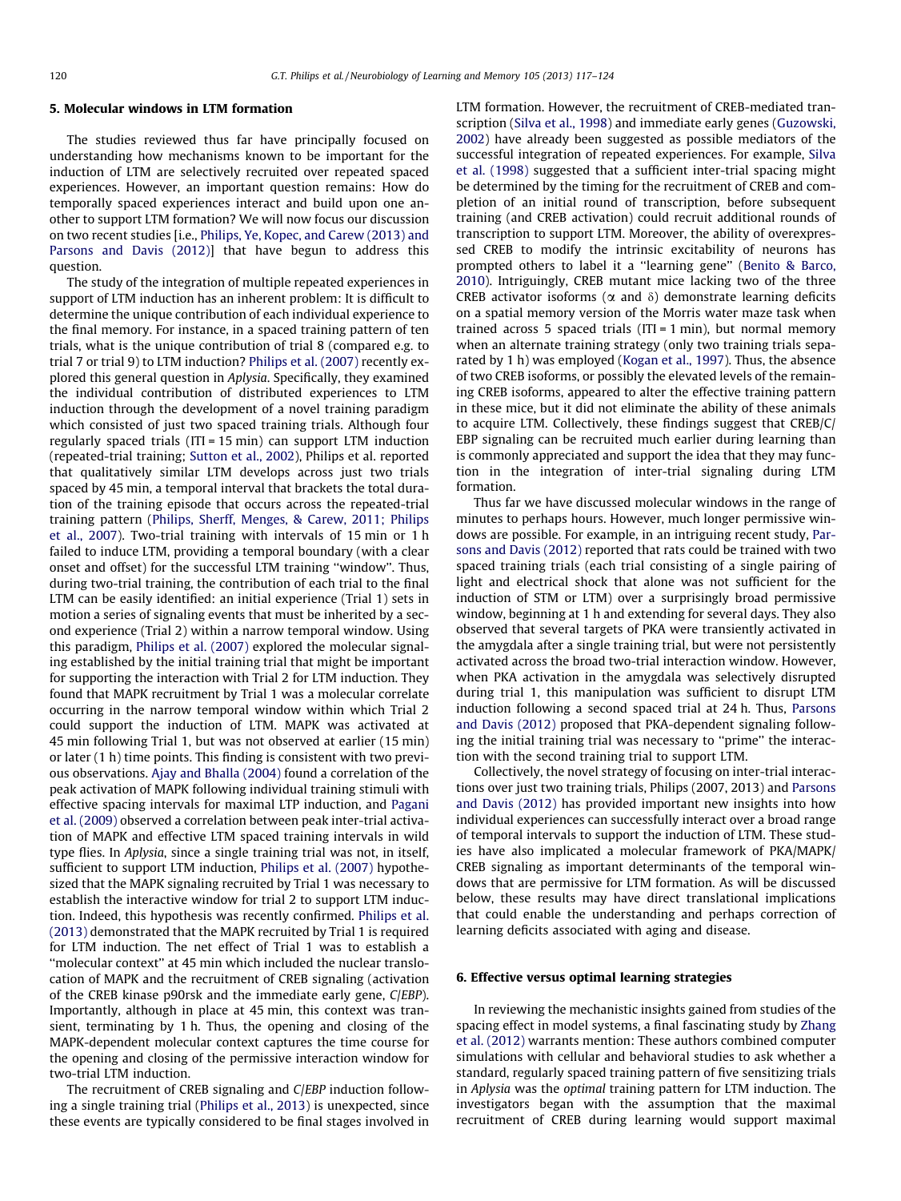## 5. Molecular windows in LTM formation

The studies reviewed thus far have principally focused on understanding how mechanisms known to be important for the induction of LTM are selectively recruited over repeated spaced experiences. However, an important question remains: How do temporally spaced experiences interact and build upon one another to support LTM formation? We will now focus our discussion on two recent studies [i.e., Philips, Ye, Kopec, and Carew (2013) and Parsons and Davis (2012)] that have begun to address this question.

The study of the integration of multiple repeated experiences in support of LTM induction has an inherent problem: It is difficult to determine the unique contribution of each individual experience to the final memory. For instance, in a spaced training pattern of ten trials, what is the unique contribution of trial 8 (compared e.g. to trial 7 or trial 9) to LTM induction? Philips et al. (2007) recently explored this general question in *Aplysia*. Specifically, they examined the individual contribution of distributed experiences to LTM induction through the development of a novel training paradigm which consisted of just two spaced training trials. Although four regularly spaced trials (ITI = 15 min) can support LTM induction (repeated-trial training; Sutton et al., 2002), Philips et al. reported that qualitatively similar LTM develops across just two trials spaced by 45 min, a temporal interval that brackets the total duration of the training episode that occurs across the repeated-trial training pattern (Philips, Sherff, Menges, & Carew, 2011; Philips et al., 2007). Two-trial training with intervals of 15 min or 1 h failed to induce LTM, providing a temporal boundary (with a clear onset and offset) for the successful LTM training "window". Thus, during two-trial training, the contribution of each trial to the final LTM can be easily identified: an initial experience (Trial 1) sets in motion a series of signaling events that must be inherited by a second experience (Trial 2) within a narrow temporal window. Using this paradigm, Philips et al. (2007) explored the molecular signaling established by the initial training trial that might be important for supporting the interaction with Trial 2 for LTM induction. They found that MAPK recruitment by Trial 1 was a molecular correlate occurring in the narrow temporal window within which Trial 2 could support the induction of LTM. MAPK was activated at 45 min following Trial 1, but was not observed at earlier (15 min) or later (1 h) time points. This finding is consistent with two previous observations. Ajay and Bhalla (2004) found a correlation of the peak activation of MAPK following individual training stimuli with effective spacing intervals for maximal LTP induction, and Pagani et al. (2009) observed a correlation between peak inter-trial activation of MAPK and effective LTM spaced training intervals in wild type flies. In *Aplysia*, since a single training trial was not, in itself, sufficient to support LTM induction, Philips et al. (2007) hypothesized that the MAPK signaling recruited by Trial 1 was necessary to establish the interactive window for trial 2 to support LTM induction. Indeed, this hypothesis was recently confirmed. Philips et al. (2013) demonstrated that the MAPK recruited by Trial 1 is required for LTM induction. The net effect of Trial 1 was to establish a "molecular context" at 45 min which included the nuclear translocation of MAPK and the recruitment of CREB signaling (activation of the CREB kinase p90rsk and the immediate early gene, *C/EBP*). Importantly, although in place at 45 min, this context was transient, terminating by 1 h. Thus, the opening and closing of the MAPK-dependent molecular context captures the time course for the opening and closing of the permissive interaction window for two-trial LTM induction.

The recruitment of CREB signaling and *C/EBP* induction following a single training trial (Philips et al., 2013) is unexpected, since these events are typically considered to be final stages involved in LTM formation. However, the recruitment of CREB-mediated transcription (Silva et al., 1998) and immediate early genes (Guzowski, 2002) have already been suggested as possible mediators of the successful integration of repeated experiences. For example, Silva et al. (1998) suggested that a sufficient inter-trial spacing might be determined by the timing for the recruitment of CREB and completion of an initial round of transcription, before subsequent training (and CREB activation) could recruit additional rounds of transcription to support LTM. Moreover, the ability of overexpressed CREB to modify the intrinsic excitability of neurons has prompted others to label it a "learning gene" (Benito & Barco, 2010). Intriguingly, CREB mutant mice lacking two of the three CREB activator isoforms (α and δ) demonstrate learning deficits on a spatial memory version of the Morris water maze task when trained across 5 spaced trials (ITI = 1 min), but normal memory when an alternate training strategy (only two training trials separated by 1 h) was employed (Kogan et al., 1997). Thus, the absence of two CREB isoforms, or possibly the elevated levels of the remaining CREB isoforms, appeared to alter the effective training pattern in these mice, but it did not eliminate the ability of these animals to acquire LTM. Collectively, these findings suggest that CREB/C/EBP signaling can be recruited much earlier during learning than is commonly appreciated and support the idea that they may function in the integration of inter-trial signaling during LTM formation.

Thus far we have discussed molecular windows in the range of minutes to perhaps hours. However, much longer permissive windows are possible. For example, in an intriguing recent study, Parsons and Davis (2012) reported that rats could be trained with two spaced training trials (each trial consisting of a single pairing of light and electrical shock that alone was not sufficient for the induction of STM or LTM) over a surprisingly broad permissive window, beginning at 1 h and extending for several days. They also observed that several targets of PKA were transiently activated in the amygdala after a single training trial, but were not persistently activated across the broad two-trial interaction window. However, when PKA activation in the amygdala was selectively disrupted during trial 1, this manipulation was sufficient to disrupt LTM induction following a second spaced trial at 24 h. Thus, Parsons and Davis (2012) proposed that PKA-dependent signaling following the initial training trial was necessary to "prime" the interaction with the second training trial to support LTM.

Collectively, the novel strategy of focusing on inter-trial interactions over just two training trials, Philips (2007, 2013) and Parsons and Davis (2012) has provided important new insights into how individual experiences can successfully interact over a broad range of temporal intervals to support the induction of LTM. These studies have also implicated a molecular framework of PKA/MAPK/CREB signaling as important determinants of the temporal windows that are permissive for LTM formation. As will be discussed below, these results may have direct translational implications that could enable the understanding and perhaps correction of learning deficits associated with aging and disease.

## 6. Effective versus optimal learning strategies

In reviewing the mechanistic insights gained from studies of the spacing effect in model systems, a final fascinating study by Zhang et al. (2012) warrants mention: These authors combined computer simulations with cellular and behavioral studies to ask whether a standard, regularly spaced training pattern of five sensitizing trials in *Aplysia* was the *optimal* training pattern for LTM induction. The investigators began with the assumption that the maximal recruitment of CREB during learning would support maximal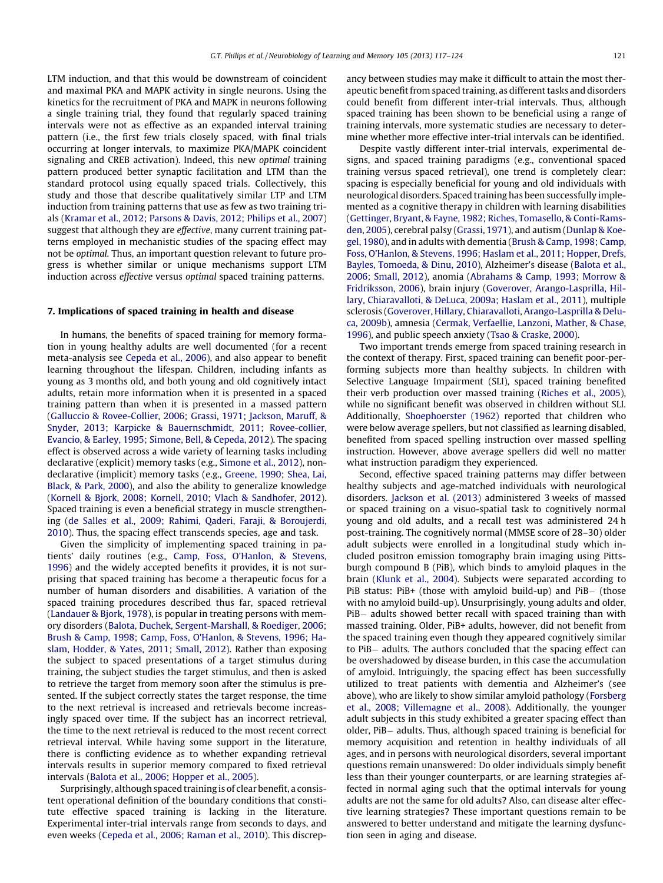LTM induction, and that this would be downstream of coincident and maximal PKA and MAPK activity in single neurons. Using the kinetics for the recruitment of PKA and MAPK in neurons following a single training trial, they found that regularly spaced training intervals were not as effective as an expanded interval training pattern (i.e., the first few trials closely spaced, with final trials occurring at longer intervals, to maximize PKA/MAPK coincident signaling and CREB activation). Indeed, this new *optimal* training pattern produced better synaptic facilitation and LTM than the standard protocol using equally spaced trials. Collectively, this study and those that describe qualitatively similar LTP and LTM induction from training patterns that use as few as two training trials (Kramar et al., 2012; Parsons & Davis, 2012; Philips et al., 2007) suggest that although they are *effective*, many current training patterns employed in mechanistic studies of the spacing effect may not be *optimal*. Thus, an important question relevant to future progress is whether similar or unique mechanisms support LTM induction across *effective* versus *optimal* spaced training patterns.

## 7. Implications of spaced training in health and disease

In humans, the benefits of spaced training for memory formation in young healthy adults are well documented (for a recent meta-analysis see Cepeda et al., 2006), and also appear to benefit learning throughout the lifespan. Children, including infants as young as 3 months old, and both young and old cognitively intact adults, retain more information when it is presented in a spaced training pattern than when it is presented in a massed pattern (Galluccio & Rovee-Collier, 2006; Grassi, 1971; Jackson, Maruff, & Snyder, 2013; Karpicke & Bauernschmidt, 2011; Rovee-collier, Evancio, & Earley, 1995; Simone, Bell, & Cepeda, 2012). The spacing effect is observed across a wide variety of learning tasks including declarative (explicit) memory tasks (e.g., Simone et al., 2012), non-declarative (implicit) memory tasks (e.g., Greene, 1990; Shea, Lai, Black, & Park, 2000), and also the ability to generalize knowledge (Kornell & Bjork, 2008; Kornell, 2010; Vlach & Sandhofer, 2012). Spaced training is even a beneficial strategy in muscle strengthening (de Salles et al., 2009; Rahimi, Qaderi, Faraji, & Boroujerdi, 2010). Thus, the spacing effect transcends species, age and task.

Given the simplicity of implementing spaced training in patients' daily routines (e.g., Camp, Foss, O'Hanlon, & Stevens, 1996) and the widely accepted benefits it provides, it is not surprising that spaced training has become a therapeutic focus for a number of human disorders and disabilities. A variation of the spaced training procedures described thus far, spaced retrieval (Landauer & Bjork, 1978), is popular in treating persons with memory disorders (Balota, Duchek, Sergent-Marshall, & Roediger, 2006; Brush & Camp, 1998; Camp, Foss, O'Hanlon, & Stevens, 1996; Haslam, Hodder, & Yates, 2011; Small, 2012). Rather than exposing the subject to spaced presentations of a target stimulus during training, the subject studies the target stimulus, and then is asked to retrieve the target from memory soon after the stimulus is presented. If the subject correctly states the target response, the time to the next retrieval is increased and retrievals become increasingly spaced over time. If the subject has an incorrect retrieval, the time to the next retrieval is reduced to the most recent correct retrieval interval. While having some support in the literature, there is conflicting evidence as to whether expanding retrieval intervals results in superior memory compared to fixed retrieval intervals (Balota et al., 2006; Hopper et al., 2005).

Surprisingly, although spaced training is of clear benefit, a consistent operational definition of the boundary conditions that constitute effective spaced training is lacking in the literature. Experimental inter-trial intervals range from seconds to days, and even weeks (Cepeda et al., 2006; Raman et al., 2010). This discrepancy between studies may make it difficult to attain the most therapeutic benefit from spaced training, as different tasks and disorders could benefit from different inter-trial intervals. Thus, although spaced training has been shown to be beneficial using a range of training intervals, more systematic studies are necessary to determine whether more effective inter-trial intervals can be identified.

Despite vastly different inter-trial intervals, experimental designs, and spaced training paradigms (e.g., conventional spaced training versus spaced retrieval), one trend is completely clear: spacing is especially beneficial for young and old individuals with neurological disorders. Spaced training has been successfully implemented as a cognitive therapy in children with learning disabilities (Gettinger, Bryant, & Fayne, 1982; Riches, Tomasello, & Conti-Ramsden, 2005), cerebral palsy (Grassi, 1971), and autism (Dunlap & Koegel, 1980), and in adults with dementia (Brush & Camp, 1998; Camp, Foss, O'Hanlon, & Stevens, 1996; Haslam et al., 2011; Hopper, Drefs, Bayles, Tomoeda, & Dinu, 2010), Alzheimer's disease (Balota et al., 2006; Small, 2012), anomia (Abrahams & Camp, 1993; Morrow & Fridriksson, 2006), brain injury (Goverover, Arango-Lasprilla, Hillary, Chiaravalloti, & DeLuca, 2009a; Haslam et al., 2011), multiple sclerosis (Goverover, Hillary, Chiaravalloti, Arango-Lasprilla & DeLuca, 2009b), amnesia (Cermak, Verfaellie, Lanzoni, Mather, & Chase, 1996), and public speech anxiety (Tsao & Craske, 2000).

Two important trends emerge from spaced training research in the context of therapy. First, spaced training can benefit poor-performing subjects more than healthy subjects. In children with Selective Language Impairment (SLI), spaced training benefited their verb production over massed training (Riches et al., 2005), while no significant benefit was observed in children without SLI. Additionally, Shoephoerster (1962) reported that children who were below average spellers, but not classified as learning disabled, benefited from spaced spelling instruction over massed spelling instruction. However, above average spellers did well no matter what instruction paradigm they experienced.

Second, effective spaced training patterns may differ between healthy subjects and age-matched individuals with neurological disorders. Jackson et al. (2013) administered 3 weeks of massed or spaced training on a visuo-spatial task to cognitively normal young and old adults, and a recall test was administered 24 h post-training. The cognitively normal (MMSE score of 28–30) older adult subjects were enrolled in a longitudinal study which included positron emission tomography brain imaging using Pittsburgh compound B (PiB), which binds to amyloid plaques in the brain (Klunk et al., 2004). Subjects were separated according to PiB status: PiB+ (those with amyloid build-up) and PiB− (those with no amyloid build-up). Unsurprisingly, young adults and older, PiB− adults showed better recall with spaced training than with massed training. Older, PiB+ adults, however, did not benefit from the spaced training even though they appeared cognitively similar to PiB− adults. The authors concluded that the spacing effect can be overshadowed by disease burden, in this case the accumulation of amyloid. Intriguingly, the spacing effect has been successfully utilized to treat patients with dementia and Alzheimer's (see above), who are likely to show similar amyloid pathology (Forsberg et al., 2008; Villemagne et al., 2008). Additionally, the younger adult subjects in this study exhibited a greater spacing effect than older, PiB− adults. Thus, although spaced training is beneficial for memory acquisition and retention in healthy individuals of all ages, and in persons with neurological disorders, several important questions remain unanswered: Do older individuals simply benefit less than their younger counterparts, or are learning strategies affected in normal aging such that the optimal intervals for young adults are not the same for old adults? Also, can disease alter effective learning strategies? These important questions remain to be answered to better understand and mitigate the learning dysfunction seen in aging and disease.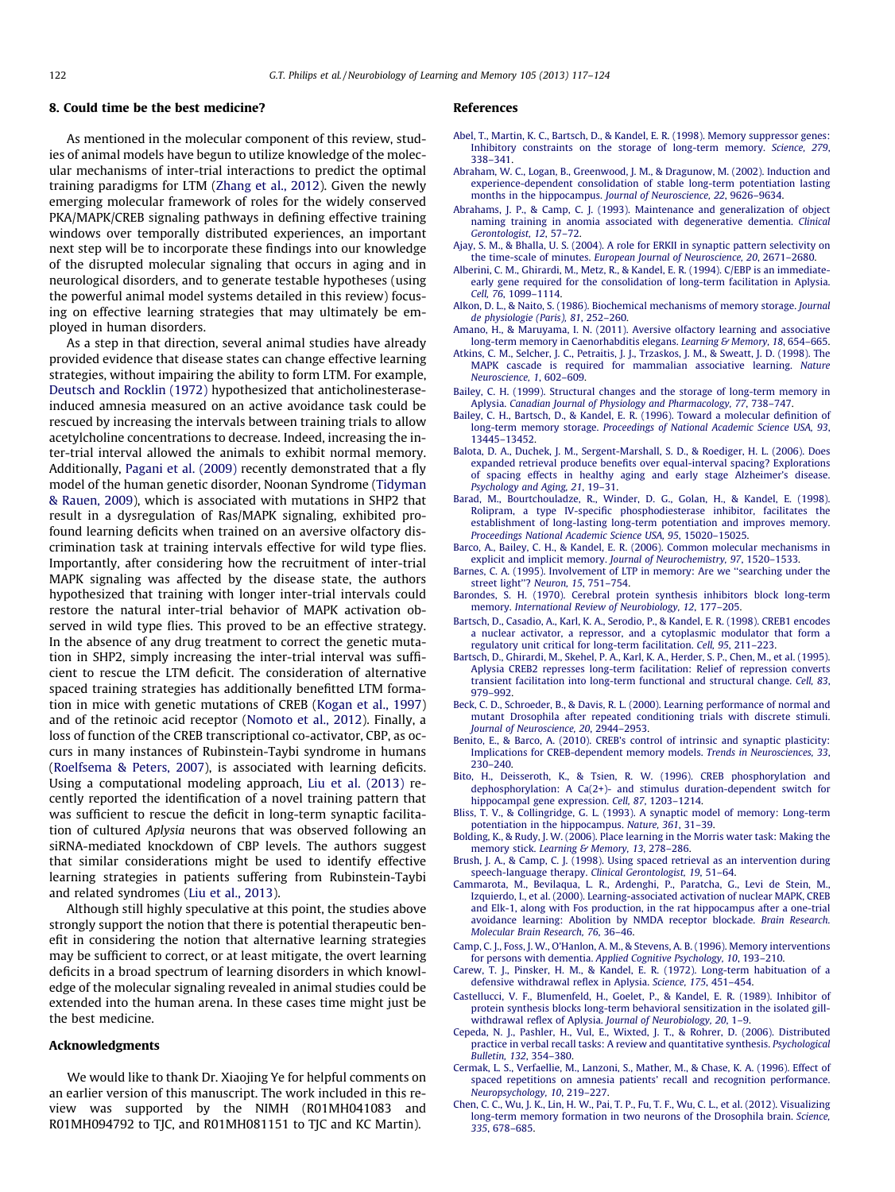## 8. Could time be the best medicine?

As mentioned in the molecular component of this review, studies of animal models have begun to utilize knowledge of the molecular mechanisms of inter-trial interactions to predict the optimal training paradigms for LTM (Zhang et al., 2012). Given the newly emerging molecular framework of roles for the widely conserved PKA/MAPK/CREB signaling pathways in defining effective training windows over temporally distributed experiences, an important next step will be to incorporate these findings into our knowledge of the disrupted molecular signaling that occurs in aging and in neurological disorders, and to generate testable hypotheses (using the powerful animal model systems detailed in this review) focusing on effective learning strategies that may ultimately be employed in human disorders.

As a step in that direction, several animal studies have already provided evidence that disease states can change effective learning strategies, without impairing the ability to form LTM. For example, Deutsch and Rocklin (1972) hypothesized that anticholinesterase-induced amnesia measured on an active avoidance task could be rescued by increasing the intervals between training trials to allow acetylcholine concentrations to decrease. Indeed, increasing the inter-trial interval allowed the animals to exhibit normal memory. Additionally, Pagani et al. (2009) recently demonstrated that a fly model of the human genetic disorder, Noonan Syndrome (Tidyman & Rauen, 2009), which is associated with mutations in SHP2 that result in a dysregulation of Ras/MAPK signaling, exhibited profound learning deficits when trained on an aversive olfactory discrimination task at training intervals effective for wild type flies. Importantly, after considering how the recruitment of inter-trial MAPK signaling was affected by the disease state, the authors hypothesized that training with longer inter-trial intervals could restore the natural inter-trial behavior of MAPK activation observed in wild type flies. This proved to be an effective strategy. In the absence of any drug treatment to correct the genetic mutation in SHP2, simply increasing the inter-trial interval was sufficient to rescue the LTM deficit. The consideration of alternative spaced training strategies has additionally benefitted LTM formation in mice with genetic mutations of CREB (Kogan et al., 1997) and of the retinoic acid receptor (Nomoto et al., 2012). Finally, a loss of function of the CREB transcriptional co-activator, CBP, as occurs in many instances of Rubinstein-Taybi syndrome in humans (Roelfsema & Peters, 2007), is associated with learning deficits. Using a computational modeling approach, Liu et al. (2013) recently reported the identification of a novel training pattern that was sufficient to rescue the deficit in long-term synaptic facilitation of cultured *Aplysia* neurons that was observed following an siRNA-mediated knockdown of CBP levels. The authors suggest that similar considerations might be used to identify effective learning strategies in patients suffering from Rubinstein-Taybi and related syndromes (Liu et al., 2013).

Although still highly speculative at this point, the studies above strongly support the notion that there is potential therapeutic benefit in considering the notion that alternative learning strategies may be sufficient to correct, or at least mitigate, the overt learning deficits in a broad spectrum of learning disorders in which knowledge of the molecular signaling revealed in animal studies could be extended into the human arena. In these cases time might just be the best medicine.

## Acknowledgments

We would like to thank Dr. Xiaojing Ye for helpful comments on an earlier version of this manuscript. The work included in this review was supported by the NIMH (R01MH041083 and R01MH094792 to TJC, and R01MH081151 to TJC and KC Martin).

## References

Abel, T., Martin, K. C., Bartsch, D., & Kandel, E. R. (1998). Memory suppressor genes: Inhibitory constraints on the storage of long-term memory. *Science, 279*, 338–341.

Abraham, W. C., Logan, B., Greenwood, J. M., & Dragunow, M. (2002). Induction and experience-dependent consolidation of stable long-term potentiation lasting months in the hippocampus. *Journal of Neuroscience, 22*, 9626–9634.

Abrahams, J. P., & Camp, C. J. (1993). Maintenance and generalization of object naming training in anomia associated with degenerative dementia. *Clinical Gerontologist, 12*, 57–72.

Ajay, S. M., & Bhalla, U. S. (2004). A role for ERKII in synaptic pattern selectivity on the time-scale of minutes. *European Journal of Neuroscience, 20*, 2671–2680.

Alberini, C. M., Ghirardi, M., Metz, R., & Kandel, E. R. (1994). C/EBP is an immediate-early gene required for the consolidation of long-term facilitation in Aplysia. *Cell, 76*, 1099–1114.

Alkon, D. L., & Naito, S. (1986). Biochemical mechanisms of memory storage. *Journal de physiologie (Paris), 81*, 252–260.

Amano, H., & Maruyama, I. N. (2011). Aversive olfactory learning and associative long-term memory in Caenorhabditis elegans. *Learning & Memory, 18*, 654–665.

Atkins, C. M., Selcher, J. C., Petraitis, J. J., Trzaskos, J. M., & Sweatt, J. D. (1998). The MAPK cascade is required for mammalian associative learning. *Nature Neuroscience, 1*, 602–609.

Bailey, C. H. (1999). Structural changes and the storage of long-term memory in Aplysia. *Canadian Journal of Physiology and Pharmacology, 77*, 738–747.

Bailey, C. H., Bartsch, D., & Kandel, E. R. (1996). Toward a molecular definition of long-term memory storage. *Proceedings of National Academic Science USA, 93*, 13445–13452.

Balota, D. A., Duchek, J. M., Sergent-Marshall, S. D., & Roediger, H. L. (2006). Does expanded retrieval produce benefits over equal-interval spacing? Explorations of spacing effects in healthy aging and early stage Alzheimer's disease. *Psychology and Aging, 21*, 19–31.

Barad, M., Bourtchouladze, R., Winder, D. G., Golan, H., & Kandel, E. (1998). Rolipram, a type IV-specific phosphodiesterase inhibitor, facilitates the establishment of long-lasting long-term potentiation and improves memory. *Proceedings National Academic Science USA, 95*, 15020–15025.

Barco, A., Bailey, C. H., & Kandel, E. R. (2006). Common molecular mechanisms in explicit and implicit memory. *Journal of Neurochemistry, 97*, 1520–1533.

Barnes, C. A. (1995). Involvement of LTP in memory: Are we "searching under the street light"? *Neuron, 15*, 751–754.

Barondes, S. H. (1970). Cerebral protein synthesis inhibitors block long-term memory. *International Review of Neurobiology, 12*, 177–205.

Bartsch, D., Casadio, A., Karl, K. A., Serodio, P., & Kandel, E. R. (1998). CREB1 encodes a nuclear activator, a repressor, and a cytoplasmic modulator that form a regulatory unit critical for long-term facilitation. *Cell, 95*, 211–223.

Bartsch, D., Ghirardi, M., Skehel, P. A., Karl, K. A., Herder, S. P., Chen, M., et al. (1995). Aplysia CREB2 represses long-term facilitation: Relief of repression converts transient facilitation into long-term functional and structural change. *Cell, 83*, 979–992.

Beck, C. D., Schroeder, B., & Davis, R. L. (2000). Learning performance of normal and mutant Drosophila after repeated conditioning trials with discrete stimuli. *Journal of Neuroscience, 20*, 2944–2953.

Benito, E., & Barco, A. (2010). CREB's control of intrinsic and synaptic plasticity: Implications for CREB-dependent memory models. *Trends in Neurosciences, 33*, 230–240.

Bito, H., Deisseroth, K., & Tsien, R. W. (1996). CREB phosphorylation and dephosphorylation: A Ca(2+)- and stimulus duration-dependent switch for hippocampal gene expression. *Cell, 87*, 1203–1214.

Bliss, T. V., & Collingridge, G. L. (1993). A synaptic model of memory: Long-term potentiation in the hippocampus. *Nature, 361*, 31–39.

Bolding, K., & Rudy, J. W. (2006). Place learning in the Morris water task: Making the memory stick. *Learning & Memory, 13*, 278–286.

Brush, J. A., & Camp, C. J. (1998). Using spaced retrieval as an intervention during speech-language therapy. *Clinical Gerontologist, 19*, 51–64.

Cammarota, M., Bevilaqua, L. R., Ardenghi, P., Paratcha, G., Levi de Stein, M., Izquierdo, I., et al. (2000). Learning-associated activation of nuclear MAPK, CREB and Elk-1, along with Fos production, in the rat hippocampus after a one-trial avoidance learning: Abolition by NMDA receptor blockade. *Brain Research. Molecular Brain Research, 76*, 36–46.

Camp, C. J., Foss, J. W., O'Hanlon, A. M., & Stevens, A. B. (1996). Memory interventions for persons with dementia. *Applied Cognitive Psychology, 10*, 193–210.

Carew, T. J., Pinsker, H. M., & Kandel, E. R. (1972). Long-term habituation of a defensive withdrawal reflex in Aplysia. *Science, 175*, 451–454.

Castellucci, V. F., Blumenfeld, H., Goelet, P., & Kandel, E. R. (1989). Inhibitor of protein synthesis blocks long-term behavioral sensitization in the isolated gill-withdrawal reflex of Aplysia. *Journal of Neurobiology, 20*, 1–9.

Cepeda, N. J., Pashler, H., Vul, E., Wixted, J. T., & Rohrer, D. (2006). Distributed practice in verbal recall tasks: A review and quantitative synthesis. *Psychological Bulletin, 132*, 354–380.

Cermak, L. S., Verfaellie, M., Lanzoni, S., Mather, M., & Chase, K. A. (1996). Effect of spaced repetitions on amnesia patients' recall and recognition performance. *Neuropsychology, 10*, 219–227.

Chen, C. C., Wu, J. K., Lin, H. W., Pai, T. P., Fu, T. F., Wu, C. L., et al. (2012). Visualizing long-term memory formation in two neurons of the Drosophila brain. *Science, 335*, 678–685.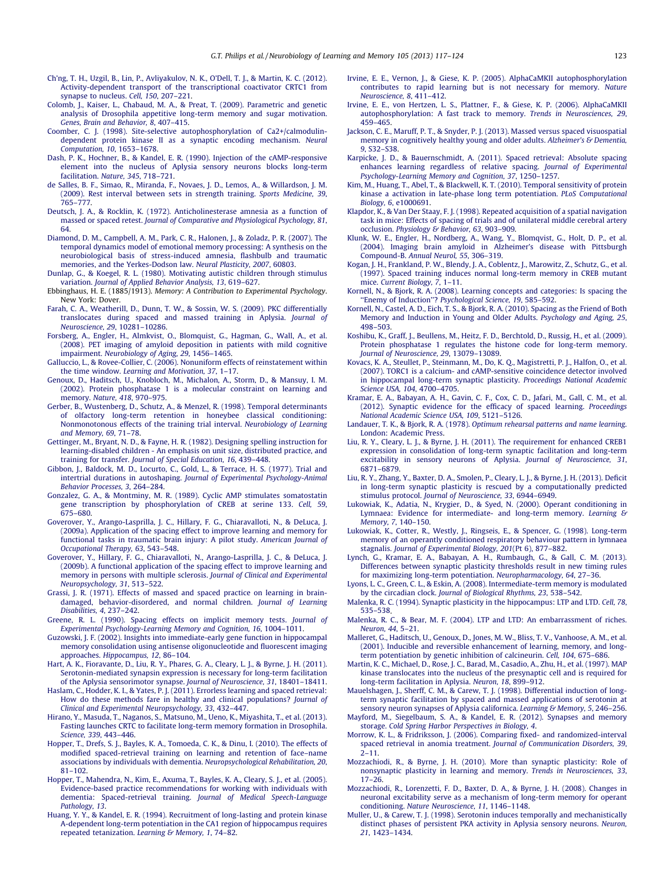Ch'ng, T. H., Uzgil, B., Lin, P., Avliyakulov, N. K., O'Dell, T. J., & Martin, K. C. (2012). Activity-dependent transport of the transcriptional coactivator CRTC1 from synapse to nucleus. *Cell, 150*, 207–221.

Colomb, J., Kaiser, L., Chabaud, M. A., & Preat, T. (2009). Parametric and genetic analysis of Drosophila appetitive long-term memory and sugar motivation. *Genes, Brain and Behavior, 8*, 407–415.

Coomber, C. J. (1998). Site-selective autophosphorylation of Ca2+/calmodulin-dependent protein kinase II as a synaptic encoding mechanism. *Neural Computation, 10*, 1653–1678.

Dash, P. K., Hochner, B., & Kandel, E. R. (1990). Injection of the cAMP-responsive element into the nucleus of Aplysia sensory neurons blocks long-term facilitation. *Nature, 345*, 718–721.

de Salles, B. F., Simao, R., Miranda, F., Novaes, J. D., Lemos, A., & Willardson, J. M. (2009). Rest interval between sets in strength training. *Sports Medicine, 39*, 765–777.

Deutsch, J. A., & Rocklin, K. (1972). Anticholinesterase amnesia as a function of massed or spaced retest. *Journal of Comparative and Physiological Psychology, 81*, 64.

Diamond, D. M., Campbell, A. M., Park, C. R., Halonen, J., & Zoladz, P. R. (2007). The temporal dynamics model of emotional memory processing: A synthesis on the neurobiological basis of stress-induced amnesia, flashbulb and traumatic memories, and the Yerkes-Dodson law. *Neural Plasticity, 2007*, 60803.

Dunlap, G., & Koegel, R. L. (1980). Motivating autistic children through stimulus variation. *Journal of Applied Behavior Analysis, 13*, 619–627.

Ebbinghaus, H. E. (1885/1913). *Memory: A Contribution to Experimental Psychology*. New York: Dover.

Farah, C. A., Weatherill, D., Dunn, T. W., & Sossin, W. S. (2009). PKC differentially translocates during spaced and massed training in Aplysia. *Journal of Neuroscience, 29*, 10281–10286.

Forsberg, A., Engler, H., Almkvist, O., Blomquist, G., Hagman, G., Wall, A., et al. (2008). PET imaging of amyloid deposition in patients with mild cognitive impairment. *Neurobiology of Aging, 29*, 1456–1465.

Galluccio, L., & Rovee-Collier, C. (2006). Nonuniform effects of reinstatement within the time window. *Learning and Motivation, 37*, 1–17.

Genoux, D., Haditsch, U., Knobloch, M., Michalon, A., Storm, D., & Mansuy, I. M. (2002). Protein phosphatase 1 is a molecular constraint on learning and memory. *Nature, 418*, 970–975.

Gerber, B., Wustenberg, D., Schutz, A., & Menzel, R. (1998). Temporal determinants of olfactory long-term retention in honeybee classical conditioning: Nonmonotonous effects of the training trial interval. *Neurobiology of Learning and Memory, 69*, 71–78.

Gettinger, M., Bryant, N. D., & Fayne, H. R. (1982). Designing spelling instruction for learning-disabled children - An emphasis on unit size, distributed practice, and training for transfer. *Journal of Special Education, 16*, 439–448.

Gibbon, J., Baldock, M. D., Locurto, C., Gold, L., & Terrace, H. S. (1977). Trial and intertrial durations in autoshaping. *Journal of Experimental Psychology-Animal Behavior Processes, 3*, 264–284.

Gonzalez, G. A., & Montminy, M. R. (1989). Cyclic AMP stimulates somatostatin gene transcription by phosphorylation of CREB at serine 133. *Cell, 59*, 675–680.

Goverover, Y., Arango-Lasprilla, J. C., Hillary, F. G., Chiaravalloti, N., & DeLuca, J. (2009a). Application of the spacing effect to improve learning and memory for functional tasks in traumatic brain injury: A pilot study. *American Journal of Occupational Therapy, 63*, 543–548.

Goverover, Y., Hillary, F. G., Chiaravalloti, N., Arango-Lasprilla, J. C., & DeLuca, J. (2009b). A functional application of the spacing effect to improve learning and memory in persons with multiple sclerosis. *Journal of Clinical and Experimental Neuropsychology, 31*, 513–522.

Grassi, J. R. (1971). Effects of massed and spaced practice on learning in brain-damaged, behavior-disordered, and normal children. *Journal of Learning Disabilities, 4*, 237–242.

Greene, R. L. (1990). Spacing effects on implicit memory tests. *Journal of Experimental Psychology-Learning Memory and Cognition, 16*, 1004–1011.

Guzowski, J. F. (2002). Insights into immediate-early gene function in hippocampal memory consolidation using antisense oligonucleotide and fluorescent imaging approaches. *Hippocampus, 12*, 86–104.

Hart, A. K., Fioravante, D., Liu, R. Y., Phares, G. A., Cleary, L. J., & Byrne, J. H. (2011). Serotonin-mediated synapsin expression is necessary for long-term facilitation of the Aplysia sensorimotor synapse. *Journal of Neuroscience, 31*, 18401–18411.

Haslam, C., Hodder, K. I., & Yates, P. J. (2011). Errorless learning and spaced retrieval: How do these methods fare in healthy and clinical populations? *Journal of Clinical and Experimental Neuropsychology, 33*, 432–447.

Hirano, Y., Masuda, T., Naganos, S., Matsuno, M., Ueno, K., Miyashita, T., et al. (2013). Fasting launches CRTC to facilitate long-term memory formation in Drosophila. *Science, 339*, 443–446.

Hopper, T., Drefs, S. J., Bayles, K. A., Tomoeda, C. K., & Dinu, I. (2010). The effects of modified spaced-retrieval training on learning and retention of face–name associations by individuals with dementia. *Neuropsychological Rehabilitation, 20*, 81–102.

Hopper, T., Mahendra, N., Kim, E., Axuma, T., Bayles, K. A., Cleary, S. J., et al. (2005). Evidence-based practice recommendations for working with individuals with dementia: Spaced-retrieval training. *Journal of Medical Speech-Language Pathology, 13*.

Huang, Y. Y., & Kandel, E. R. (1994). Recruitment of long-lasting and protein kinase A-dependent long-term potentiation in the CA1 region of hippocampus requires repeated tetanization. *Learning & Memory, 1*, 74–82.

Irvine, E. E., Vernon, J., & Giese, K. P. (2005). AlphaCaMKII autophosphorylation contributes to rapid learning but is not necessary for memory. *Nature Neuroscience, 8*, 411–412.

Irvine, E. E., von Hertzen, L. S., Plattner, F., & Giese, K. P. (2006). AlphaCaMKII autophosphorylation: A fast track to memory. *Trends in Neurosciences, 29*, 459–465.

Jackson, C. E., Maruff, P. T., & Snyder, P. J. (2013). Massed versus spaced visuospatial memory in cognitively healthy young and older adults. *Alzheimer's & Dementia, 9*, S32–S38.

Karpicke, J. D., & Bauernschmidt, A. (2011). Spaced retrieval: Absolute spacing enhances learning regardless of relative spacing. *Journal of Experimental Psychology-Learning Memory and Cognition, 37*, 1250–1257.

Kim, M., Huang, T., Abel, T., & Blackwell, K. T. (2010). Temporal sensitivity of protein kinase a activation in late-phase long term potentiation. *PLoS Computational Biology, 6*, e1000691.

Klapdor, K., & Van Der Staay, F. J. (1998). Repeated acquisition of a spatial navigation task in mice: Effects of spacing of trials and of unilateral middle cerebral artery occlusion. *Physiology & Behavior, 63*, 903–909.

Klunk, W. E., Engler, H., Nordberg, A., Wang, Y., Blomqvist, G., Holt, D. P., et al. (2004). Imaging brain amyloid in Alzheimer's disease with Pittsburgh Compound-B. *Annual Neurol, 55*, 306–319.

Kogan, J. H., Frankland, P. W., Blendy, J. A., Coblentz, J., Marowitz, Z., Schutz, G., et al. (1997). Spaced training induces normal long-term memory in CREB mutant mice. *Current Biology, 7*, 1–11.

Kornell, N., & Bjork, R. A. (2008). Learning concepts and categories: Is spacing the "Enemy of Induction"? *Psychological Science, 19*, 585–592.

Kornell, N., Castel, A. D., Eich, T. S., & Bjork, R. A. (2010). Spacing as the Friend of Both Memory and Induction in Young and Older Adults. *Psychology and Aging, 25*, 498–503.

Koshibu, K., Graff, J., Beullens, M., Heitz, F. D., Berchtold, D., Russig, H., et al. (2009). Protein phosphatase 1 regulates the histone code for long-term memory. *Journal of Neuroscience, 29*, 13079–13089.

Kovacs, K. A., Steullet, P., Steinmann, M., Do, K. Q., Magistretti, P. J., Halfon, O., et al. (2007). TORC1 is a calcium- and cAMP-sensitive coincidence detector involved in hippocampal long-term synaptic plasticity. *Proceedings National Academic Science USA, 104*, 4700–4705.

Kramar, E. A., Babayan, A. H., Gavin, C. F., Cox, C. D., Jafari, M., Gall, C. M., et al. (2012). Synaptic evidence for the efficacy of spaced learning. *Proceedings National Academic Science USA, 109*, 5121–5126.

Landauer, T. K., & Bjork, R. A. (1978). *Optimum rehearsal patterns and name learning*. London: Academic Press.

Liu, R. Y., Cleary, L. J., & Byrne, J. H. (2011). The requirement for enhanced CREB1 expression in consolidation of long-term synaptic facilitation and long-term excitability in sensory neurons of Aplysia. *Journal of Neuroscience, 31*, 6871–6879.

Liu, R. Y., Zhang, Y., Baxter, D. A., Smolen, P., Cleary, L. J., & Byrne, J. H. (2013). Deficit in long-term synaptic plasticity is rescued by a computationally predicted stimulus protocol. *Journal of Neuroscience, 33*, 6944–6949.

Lukowiak, K., Adatia, N., Krygier, D., & Syed, N. (2000). Operant conditioning in Lymnaea: Evidence for intermediate- and long-term memory. *Learning & Memory, 7*, 140–150.

Lukowiak, K., Cotter, R., Westly, J., Ringseis, E., & Spencer, G. (1998). Long-term memory of an operantly conditioned respiratory behaviour pattern in lymnaea stagnalis. *Journal of Experimental Biology, 201*(Pt 6), 877–882.

Lynch, G., Kramar, E. A., Babayan, A. H., Rumbaugh, G., & Gall, C. M. (2013). Differences between synaptic plasticity thresholds result in new timing rules for maximizing long-term potentiation. *Neuropharmacology, 64*, 27–36.

Lyons, L. C., Green, C. L., & Eskin, A. (2008). Intermediate-term memory is modulated by the circadian clock. *Journal of Biological Rhythms, 23*, 538–542.

Malenka, R. C. (1994). Synaptic plasticity in the hippocampus: LTP and LTD. *Cell, 78*, 535–538.

Malenka, R. C., & Bear, M. F. (2004). LTP and LTD: An embarrassment of riches. *Neuron, 44*, 5–21.

Mallerет, G., Haditsch, U., Genoux, D., Jones, M. W., Bliss, T. V., Vanhoose, A. M., et al. (2001). Inducible and reversible enhancement of learning, memory, and long-term potentiation by genetic inhibition of calcineurin. *Cell, 104*, 675–686.

Martin, K. C., Michael, D., Rose, J. C., Barad, M., Casadio, A., Zhu, H., et al. (1997). MAP kinase translocates into the nucleus of the presynaptic cell and is required for long-term facilitation in Aplysia. *Neuron, 18*, 899–912.

Mauelshagen, J., Sherff, C. M., & Carew, T. J. (1998). Differential induction of long-term synaptic facilitation by spaced and massed applications of serotonin at sensory neuron synapses of Aplysia californica. *Learning & Memory, 5*, 246–256.

Mayford, M., Siegelbaum, S. A., & Kandel, E. R. (2012). Synapses and memory storage. *Cold Spring Harbor Perspectives in Biology, 4*.

Morrow, K. L., & Fridriksson, J. (2006). Comparing fixed- and randomized-interval spaced retrieval in anomia treatment. *Journal of Communication Disorders, 39*, 2–11.

Mozzachiodi, R., & Byrne, J. H. (2010). More than synaptic plasticity: Role of nonsynaptic plasticity in learning and memory. *Trends in Neurosciences, 33*, 17–26.

Mozzachiodi, R., Lorenzetti, F. D., Baxter, D. A., & Byrne, J. H. (2008). Changes in neuronal excitability serve as a mechanism of long-term memory for operant conditioning. *Nature Neuroscience, 11*, 1146–1148.

Muller, U., & Carew, T. J. (1998). Serotonin induces temporally and mechanistically distinct phases of persistent PKA activity in Aplysia sensory neurons. *Neuron, 21*, 1423–1434.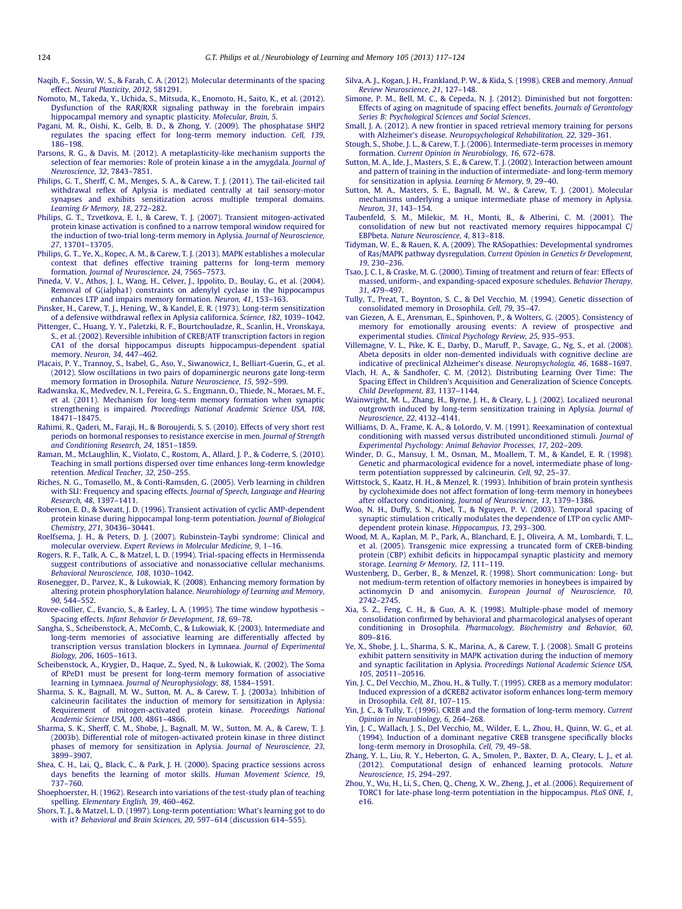Naqib, F., Sossin, W. S., & Farah, C. A. (2012). Molecular determinants of the spacing effect. *Neural Plasticity, 2012*, 581291.

Nomoto, M., Takeda, Y., Uchida, S., Mitsuda, K., Enomoto, H., Saito, K., et al. (2012). Dysfunction of the RAR/RXR signaling pathway in the forebrain impairs hippocampal memory and synaptic plasticity. *Molecular, Brain, 5*.

Pagani, M. R., Oishi, K., Gelb, B. D., & Zhong, Y. (2009). The phosphatase SHP2 regulates the spacing effect for long-term memory induction. *Cell, 139*, 186–198.

Parsons, R. G., & Davis, M. (2012). A metaplasticity-like mechanism supports the selection of fear memories: Role of protein kinase a in the amygdala. *Journal of Neuroscience, 32*, 7843–7851.

Philips, G. T., Sherff, C. M., Menges, S. A., & Carew, T. J. (2011). The tail-elicited tail withdrawal reflex of Aplysia is mediated centrally at tail sensory-motor synapses and exhibits sensitization across multiple temporal domains. *Learning & Memory, 18*, 272–282.

Philips, G. T., Tzvetkova, E. I., & Carew, T. J. (2007). Transient mitogen-activated protein kinase activation is confined to a narrow temporal window required for the induction of two-trial long-term memory in Aplysia. *Journal of Neuroscience, 27*, 13701–13705.

Philips, G. T., Ye, X., Kopec, A. M., & Carew, T. J. (2013). MAPK establishes a molecular context that defines effective training patterns for long-term memory formation. *Journal of Neuroscience, 24*, 7565–7573.

Pineda, V. V., Athos, J. I., Wang, H., Celver, J., Ippolito, D., Boulay, G., et al. (2004). Removal of G(ialpha1) constraints on adenylyl cyclase in the hippocampus enhances LTP and impairs memory formation. *Neuron, 41*, 153–163.

Pinsker, H., Carew, T. J., Hening, W., & Kandel, E. R. (1973). Long-term sensitization of a defensive withdrawal reflex in Aplysia californica. *Science, 182*, 1039–1042.

Pittenger, C., Huang, Y. Y., Paletzki, R. F., Bourtchouladze, R., Scanlin, H., Vronskaya, S., et al. (2002). Reversible inhibition of CREB/ATF transcription factors in region CA1 of the dorsal hippocampus disrupts hippocampus-dependent spatial memory. *Neuron, 34*, 447–462.

Placais, P. Y., Trannoy, S., Isabel, G., Aso, Y., Siwanowicz, I., Belliart-Guerin, G., et al. (2012). Slow oscillations in two pairs of dopaminergic neurons gate long-term memory formation in Drosophila. *Nature Neuroscience, 15*, 592–599.

Radwanska, K., Medvedev, N. I., Pereira, G. S., Engmann, O., Thiede, N., Moraes, M. F., et al. (2011). Mechanism for long-term memory formation when synaptic strengthening is impaired. *Proceedings National Academic Science USA, 108*, 18471–18475.

Rahimi, R., Qaderi, M., Faraji, H., & Boroujerdi, S. S. (2010). Effects of very short rest periods on hormonal responses to resistance exercise in men. *Journal of Strength and Conditioning Research, 24*, 1851–1859.

Raman, M., McLaughlin, K., Violato, C., Rostom, A., Allard, J. P., & Coderre, S. (2010). Teaching in small portions dispersed over time enhances long-term knowledge retention. *Medical Teacher, 32*, 250–255.

Riches, N. G., Tomasello, M., & Conti-Ramsden, G. (2005). Verb learning in children with SLI: Frequency and spacing effects. *Journal of Speech, Language and Hearing Research, 48*, 1397–1411.

Roberson, E. D., & Sweatt, J. D. (1996). Transient activation of cyclic AMP-dependent protein kinase during hippocampal long-term potentiation. *Journal of Biological Chemistry, 271*, 30436–30441.

Roelfsema, J. H., & Peters, D. J. (2007). Rubinstein-Taybi syndrome: Clinical and molecular overview. *Expert Reviews in Molecular Medicine, 9*, 1–16.

Rogers, R. F., Talk, A. C., & Matzel, L. D. (1994). Trial-spacing effects in Hermissenda suggest contributions of associative and nonassociative cellular mechanisms. *Behavioral Neuroscience, 108*, 1030–1042.

Rosenegger, D., Parvez, K., & Lukowiak, K. (2008). Enhancing memory formation by altering protein phosphorylation balance. *Neurobiology of Learning and Memory, 90*, 544–552.

Rovee-collier, C., Evancio, S., & Earley, L. A. (1995). The time window hypothesis – Spacing effects. *Infant Behavior & Development, 18*, 69–78.

Sangha, S., Scheibenstock, A., McComb, C., & Lukowiak, K. (2003). Intermediate and long-term memories of associative learning are differentially affected by transcription versus translation blockers in Lymnaea. *Journal of Experimental Biology, 206*, 1605–1613.

Scheibenstock, A., Krygier, D., Haque, Z., Syed, N., & Lukowiak, K. (2002). The Soma of RPeD1 must be present for long-term memory formation of associative learning in Lymnaea. *Journal of Neurophysiology, 88*, 1584–1591.

Sharma, S. K., Bagnall, M. W., Sutton, M. A., & Carew, T. J. (2003a). Inhibition of calcineurin facilitates the induction of memory for sensitization in Aplysia: Requirement of mitogen-activated protein kinase. *Proceedings National Academic Science USA, 100*, 4861–4866.

Sharma, S. K., Sherff, C. M., Shobe, J., Bagnall, M. W., Sutton, M. A., & Carew, T. J. (2003b). Differential role of mitogen-activated protein kinase in three distinct phases of memory for sensitization in Aplysia. *Journal of Neuroscience, 23*, 3899–3907.

Shea, C. H., Lai, Q., Black, C., & Park, J. H. (2000). Spacing practice sessions across days benefits the learning of motor skills. *Human Movement Science, 19*, 737–760.

Shoephoerster, H. (1962). Research into variations of the test-study plan of teaching spelling. *Elementary English, 39*, 460–462.

Shors, T. J., & Matzel, L. D. (1997). Long-term potentiation: What's learning got to do with it? *Behavioral and Brain Sciences, 20*, 597–614 (discussion 614–555).

Silva, A. J., Kogan, J. H., Frankland, P. W., & Kida, S. (1998). CREB and memory. *Annual Review Neuroscience, 21*, 127–148.

Simone, P. M., Bell, M. C., & Cepeda, N. J. (2012). Diminished but not forgotten: Effects of aging on magnitude of spacing effect benefits. *Journals of Gerontology Series B: Psychological Sciences and Social Sciences*.

Small, J. A. (2012). A new frontier in spaced retrieval memory training for persons with Alzheimer's disease. *Neuropsychological Rehabilitation, 22*, 329–361.

Stough, S., Shobe, J. L., & Carew, T. J. (2006). Intermediate-term processes in memory formation. *Current Opinion in Neurobiology, 16*, 672–678.

Sutton, M. A., Ide, J., Masters, S. E., & Carew, T. J. (2002). Interaction between amount and pattern of training in the induction of intermediate- and long-term memory for sensitization in aplysia. *Learning & Memory, 9*, 29–40.

Sutton, M. A., Masters, S. E., Bagnall, M. W., & Carew, T. J. (2001). Molecular mechanisms underlying a unique intermediate phase of memory in Aplysia. *Neuron, 31*, 143–154.

Taubenfeld, S. M., Milekic, M. H., Monti, B., & Alberini, C. M. (2001). The consolidation of new but not reactivated memory requires hippocampal C/EBPbeta. *Nature Neuroscience, 4*, 813–818.

Tidyman, W. E., & Rauen, K. A. (2009). The RASopathies: Developmental syndromes of Ras/MAPK pathway dysregulation. *Current Opinion in Genetics & Development, 19*, 230–236.

Tsao, J. C. I., & Craske, M. G. (2000). Timing of treatment and return of fear: Effects of massed, uniform-, and expanding-spaced exposure schedules. *Behavior Therapy, 31*, 479–497.

Tully, T., Preat, T., Boynton, S. C., & Del Vecchio, M. (1994). Genetic dissection of consolidated memory in Drosophila. *Cell, 79*, 35–47.

van Giezen, A. E., Arensman, E., Spinhoven, P., & Wolters, G. (2005). Consistency of memory for emotionally arousing events: A review of prospective and experimental studies. *Clinical Psychology Review, 25*, 935–953.

Villemagne, V. L., Pike, K. E., Darby, D., Maruff, P., Savage, G., Ng, S., et al. (2008). Abeta deposits in older non-demented individuals with cognitive decline are indicative of preclinical Alzheimer's disease. *Neuropsychologia, 46*, 1688–1697.

Vlach, H. A., & Sandhofer, C. M. (2012). Distributing Learning Over Time: The Spacing Effect in Children's Acquisition and Generalization of Science Concepts. *Child Development, 83*, 1137–1144.

Wainwright, M. L., Zhang, H., Byrne, J. H., & Cleary, L. J. (2002). Localized neuronal outgrowth induced by long-term sensitization training in Aplysia. *Journal of Neuroscience, 22*, 4132–4141.

Williams, D. A., Frame, K. A., & LoLordo, V. M. (1991). Reexamination of contextual conditioning with massed versus distributed unconditioned stimuli. *Journal of Experimental Psychology: Animal Behavior Processes, 17*, 202–209.

Winder, D. G., Mansuy, I. M., Osman, M., Moallem, T. M., & Kandel, E. R. (1998). Genetic and pharmacological evidence for a novel, intermediate phase of long-term potentiation suppressed by calcineurin. *Cell, 92*, 25–37.

Wittstock, S., Kaatz, H. H., & Menzel, R. (1993). Inhibition of brain protein synthesis by cycloheximide does not affect formation of long-term memory in honeybees after olfactory conditioning. *Journal of Neuroscience, 13*, 1379–1386.

Woo, N. H., Duffy, S. N., Abel, T., & Nguyen, P. V. (2003). Temporal spacing of synaptic stimulation critically modulates the dependence of LTP on cyclic AMP-dependent protein kinase. *Hippocampus, 13*, 293–300.

Wood, M. A., Kaplan, M. P., Park, A., Blanchard, E. J., Oliveira, A. M., Lombardi, T. L., et al. (2005). Transgenic mice expressing a truncated form of CREB-binding protein (CBP) exhibit deficits in hippocampal synaptic plasticity and memory storage. *Learning & Memory, 12*, 111–119.

Wustenberg, D., Gerber, B., & Menzel, R. (1998). Short communication: Long- but not medium-term retention of olfactory memories in honeybees is impaired by actinomycin D and anisomycin. *European Journal of Neuroscience, 10*, 2742–2745.

Xia, S. Z., Feng, C. H., & Guo, A. K. (1998). Multiple-phase model of memory consolidation confirmed by behavioral and pharmacological analyses of operant conditioning in Drosophila. *Pharmacology, Biochemistry and Behavior, 60*, 809–816.

Ye, X., Shobe, J. L., Sharma, S. K., Marina, A., & Carew, T. J. (2008). Small G proteins exhibit pattern sensitivity in MAPK activation during the induction of memory and synaptic facilitation in Aplysia. *Proceedings National Academic Science USA, 105*, 20511–20516.

Yin, J. C., Del Vecchio, M., Zhou, H., & Tully, T. (1995). CREB as a memory modulator: Induced expression of a dCREB2 activator isoform enhances long-term memory in Drosophila. *Cell, 81*, 107–115.

Yin, J. C., & Tully, T. (1996). CREB and the formation of long-term memory. *Current Opinion in Neurobiology, 6*, 264–268.

Yin, J. C., Wallach, J. S., Del Vecchio, M., Wilder, E. L., Zhou, H., Quinn, W. G., et al. (1994). Induction of a dominant negative CREB transgene specifically blocks long-term memory in Drosophila. *Cell, 79*, 49–58.

Zhang, Y. L., Liu, R. Y., Heberton, G. A., Smolen, P., Baxter, D. A., Cleary, L. J., et al. (2012). Computational design of enhanced learning protocols. *Nature Neuroscience, 15*, 294–297.

Zhou, Y., Wu, H., Li, S., Chen, Q., Cheng, X. W., Zheng, J., et al. (2006). Requirement of TORC1 for late-phase long-term potentiation in the hippocampus. *PLoS ONE, 1*, e16.